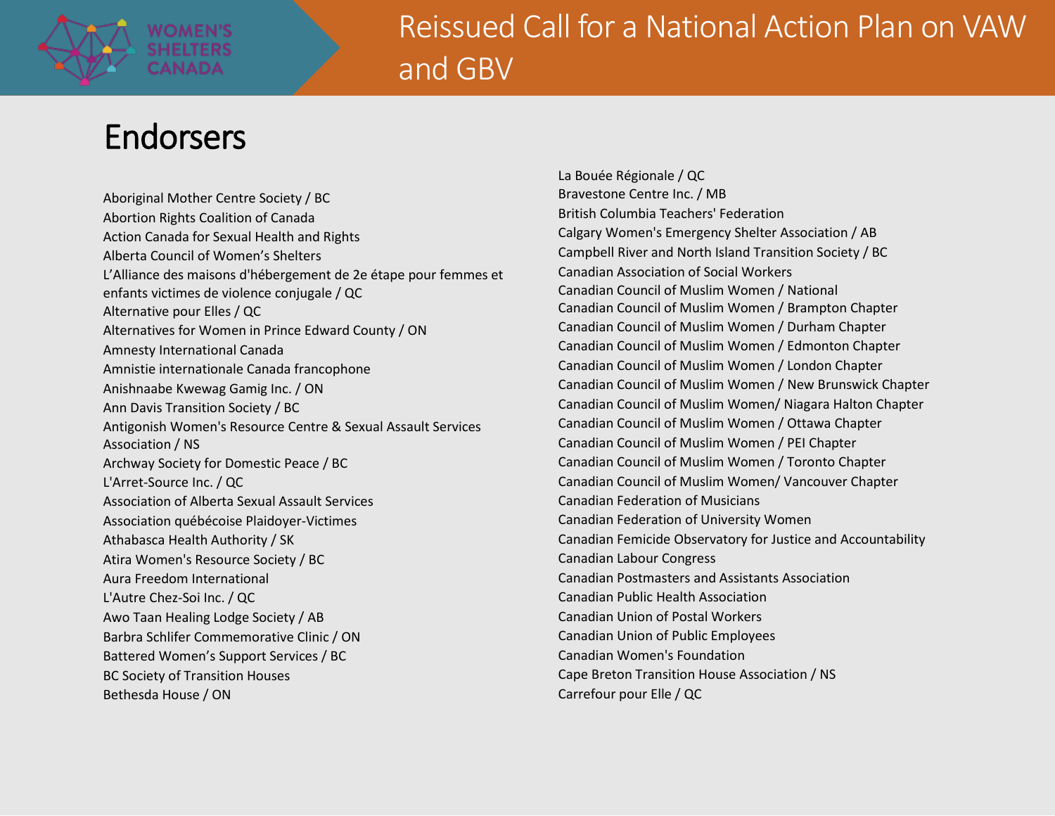# Reissued Call for a National Action Plan on VAW and GBV

## Endorsers

Aboriginal Mother Centre Society / BC
Abortion Rights Coalition of Canada
Action Canada for Sexual Health and Rights
Alberta Council of Women's Shelters
L'Alliance des maisons d'hébergement de 2e étape pour femmes et enfants victimes de violence conjugale / QC
Alternative pour Elles / QC
Alternatives for Women in Prince Edward County / ON
Amnesty International Canada
Amnistie internationale Canada francophone
Anishnaabe Kwewag Gamig Inc. / ON
Ann Davis Transition Society / BC
Antigonish Women's Resource Centre & Sexual Assault Services Association / NS
Archway Society for Domestic Peace / BC
L'Arret-Source Inc. / QC
Association of Alberta Sexual Assault Services
Association québécoise Plaidoyer-Victimes
Athabasca Health Authority / SK
Atira Women's Resource Society / BC
Aura Freedom International
L'Autre Chez-Soi Inc. / QC
Awo Taan Healing Lodge Society / AB
Barbra Schlifer Commemorative Clinic / ON
Battered Women's Support Services / BC
BC Society of Transition Houses
Bethesda House / ON
La Bouée Régionale / QC
Bravestone Centre Inc. / MB
British Columbia Teachers' Federation
Calgary Women's Emergency Shelter Association / AB
Campbell River and North Island Transition Society / BC
Canadian Association of Social Workers
Canadian Council of Muslim Women / National
Canadian Council of Muslim Women / Brampton Chapter
Canadian Council of Muslim Women / Durham Chapter
Canadian Council of Muslim Women / Edmonton Chapter
Canadian Council of Muslim Women / London Chapter
Canadian Council of Muslim Women / New Brunswick Chapter
Canadian Council of Muslim Women/ Niagara Halton Chapter
Canadian Council of Muslim Women / Ottawa Chapter
Canadian Council of Muslim Women / PEI Chapter
Canadian Council of Muslim Women / Toronto Chapter
Canadian Council of Muslim Women/ Vancouver Chapter
Canadian Federation of Musicians
Canadian Federation of University Women
Canadian Femicide Observatory for Justice and Accountability
Canadian Labour Congress
Canadian Postmasters and Assistants Association
Canadian Public Health Association
Canadian Union of Postal Workers
Canadian Union of Public Employees
Canadian Women's Foundation
Cape Breton Transition House Association / NS
Carrefour pour Elle / QC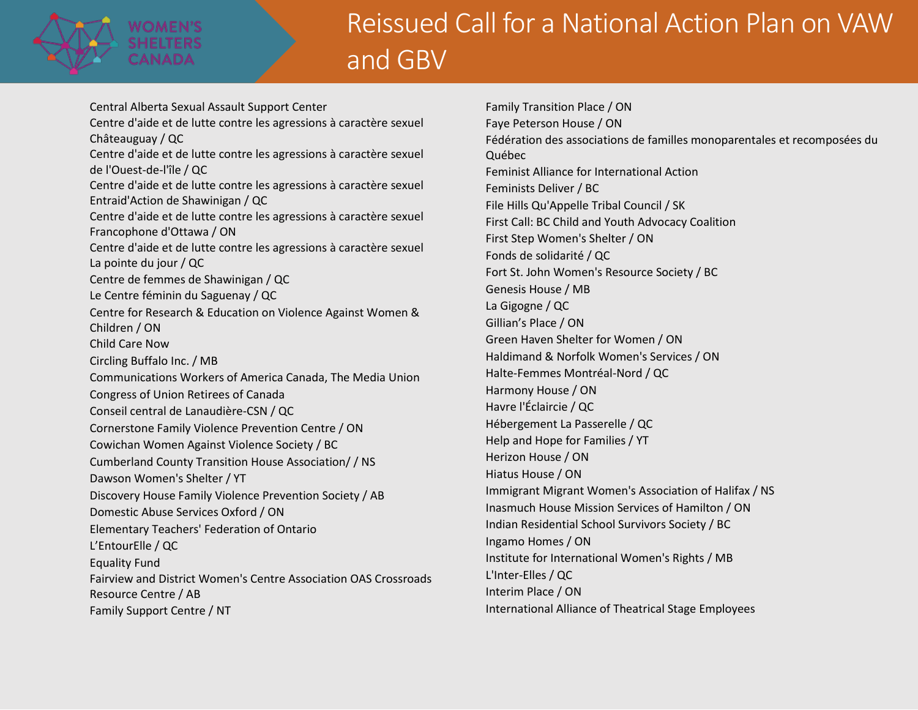# Reissued Call for a National Action Plan on VAW and GBV

Central Alberta Sexual Assault Support Center
Centre d'aide et de lutte contre les agressions à caractère sexuel Châteauguay / QC
Centre d'aide et de lutte contre les agressions à caractère sexuel de l'Ouest-de-l'île / QC
Centre d'aide et de lutte contre les agressions à caractère sexuel Entraid'Action de Shawinigan / QC
Centre d'aide et de lutte contre les agressions à caractère sexuel Francophone d'Ottawa / ON
Centre d'aide et de lutte contre les agressions à caractère sexuel La pointe du jour / QC
Centre de femmes de Shawinigan / QC
Le Centre féminin du Saguenay / QC
Centre for Research & Education on Violence Against Women & Children / ON
Child Care Now
Circling Buffalo Inc. / MB
Communications Workers of America Canada, The Media Union
Congress of Union Retirees of Canada
Conseil central de Lanaudière-CSN / QC
Cornerstone Family Violence Prevention Centre / ON
Cowichan Women Against Violence Society / BC
Cumberland County Transition House Association/ / NS
Dawson Women's Shelter / YT
Discovery House Family Violence Prevention Society / AB
Domestic Abuse Services Oxford / ON
Elementary Teachers' Federation of Ontario
L'EntourElle / QC
Equality Fund
Fairview and District Women's Centre Association OAS Crossroads Resource Centre / AB
Family Support Centre / NT
Family Transition Place / ON
Faye Peterson House / ON
Fédération des associations de familles monoparentales et recomposées du Québec
Feminist Alliance for International Action
Feminists Deliver / BC
File Hills Qu'Appelle Tribal Council / SK
First Call: BC Child and Youth Advocacy Coalition
First Step Women's Shelter / ON
Fonds de solidarité / QC
Fort St. John Women's Resource Society / BC
Genesis House / MB
La Gigogne / QC
Gillian's Place / ON
Green Haven Shelter for Women / ON
Haldimand & Norfolk Women's Services / ON
Halte-Femmes Montréal-Nord / QC
Harmony House / ON
Havre l'Éclaircie / QC
Hébergement La Passerelle / QC
Help and Hope for Families / YT
Herizon House / ON
Hiatus House / ON
Immigrant Migrant Women's Association of Halifax / NS
Inasmuch House Mission Services of Hamilton / ON
Indian Residential School Survivors Society / BC
Ingamo Homes / ON
Institute for International Women's Rights / MB
L'Inter-Elles / QC
Interim Place / ON
International Alliance of Theatrical Stage Employees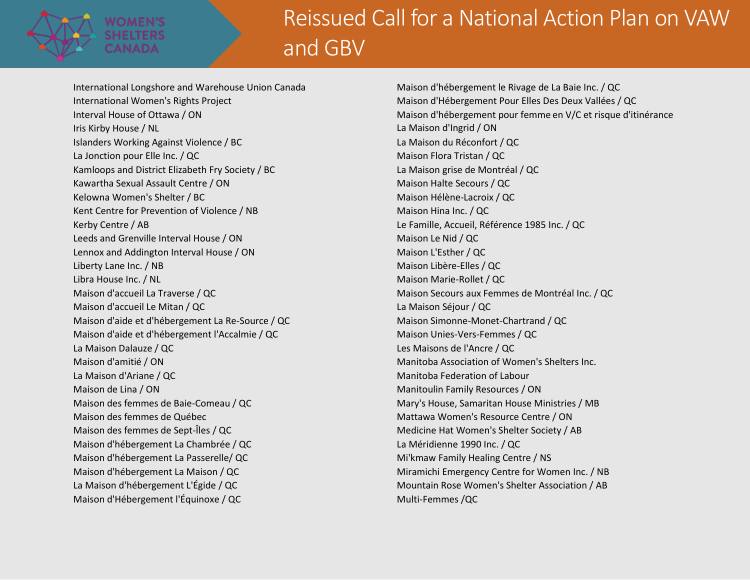International Longshore and Warehouse Union Canada
International Women's Rights Project
Interval House of Ottawa / ON
Iris Kirby House / NL
Islanders Working Against Violence / BC
La Jonction pour Elle Inc. / QC
Kamloops and District Elizabeth Fry Society / BC
Kawartha Sexual Assault Centre / ON
Kelowna Women's Shelter / BC
Kent Centre for Prevention of Violence / NB
Kerby Centre / AB
Leeds and Grenville Interval House / ON
Lennox and Addington Interval House / ON
Liberty Lane Inc. / NB
Libra House Inc. / NL
Maison d'accueil La Traverse / QC
Maison d'accueil Le Mitan / QC
Maison d'aide et d'hébergement La Re-Source / QC
Maison d'aide et d'hébergement l'Accalmie / QC
La Maison Dalauze / QC
Maison d'amitié / ON
La Maison d'Ariane / QC
Maison de Lina / ON
Maison des femmes de Baie-Comeau / QC
Maison des femmes de Québec
Maison des femmes de Sept-Îles / QC
Maison d'hébergement La Chambrée / QC
Maison d'hébergement La Passerelle/ QC
Maison d'hébergement La Maison / QC
La Maison d'hébergement L'Égide / QC
Maison d'Hébergement l'Équinoxe / QC
Maison d'hébergement le Rivage de La Baie Inc. / QC
Maison d'Hébergement Pour Elles Des Deux Vallées / QC
Maison d'hébergement pour femme en V/C et risque d'itinérance
La Maison d'Ingrid / ON
La Maison du Réconfort / QC
Maison Flora Tristan / QC
La Maison grise de Montréal / QC
Maison Halte Secours / QC
Maison Hélène-Lacroix / QC
Maison Hina Inc. / QC
Le Famille, Accueil, Référence 1985 Inc. / QC
Maison Le Nid / QC
Maison L'Esther / QC
Maison Libère-Elles / QC
Maison Marie-Rollet / QC
Maison Secours aux Femmes de Montréal Inc. / QC
La Maison Séjour / QC
Maison Simonne-Monet-Chartrand / QC
Maison Unies-Vers-Femmes / QC
Les Maisons de l'Ancre / QC
Manitoba Association of Women's Shelters Inc.
Manitoba Federation of Labour
Manitoulin Family Resources / ON
Mary's House, Samaritan House Ministries / MB
Mattawa Women's Resource Centre / ON
Medicine Hat Women's Shelter Society / AB
La Méridienne 1990 Inc. / QC
Mi'kmaw Family Healing Centre / NS
Miramichi Emergency Centre for Women Inc. / NB
Mountain Rose Women's Shelter Association / AB
Multi-Femmes /QC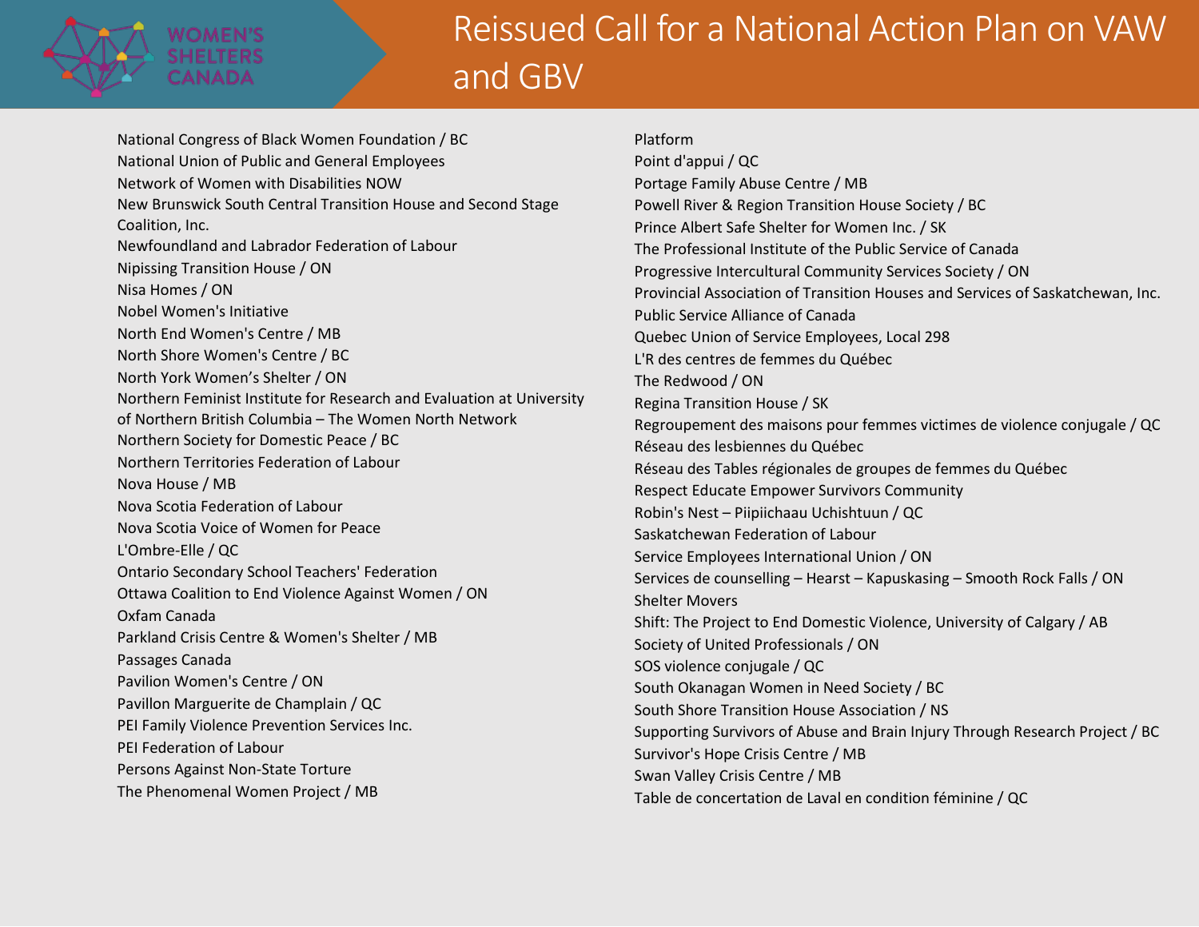National Congress of Black Women Foundation / BC
National Union of Public and General Employees
Network of Women with Disabilities NOW
New Brunswick South Central Transition House and Second Stage Coalition, Inc.
Newfoundland and Labrador Federation of Labour
Nipissing Transition House / ON
Nisa Homes / ON
Nobel Women's Initiative
North End Women's Centre / MB
North Shore Women's Centre / BC
North York Women's Shelter / ON
Northern Feminist Institute for Research and Evaluation at University of Northern British Columbia – The Women North Network
Northern Society for Domestic Peace / BC
Northern Territories Federation of Labour
Nova House / MB
Nova Scotia Federation of Labour
Nova Scotia Voice of Women for Peace
L'Ombre-Elle / QC
Ontario Secondary School Teachers' Federation
Ottawa Coalition to End Violence Against Women / ON
Oxfam Canada
Parkland Crisis Centre & Women's Shelter / MB
Passages Canada
Pavilion Women's Centre / ON
Pavillon Marguerite de Champlain / QC
PEI Family Violence Prevention Services Inc.
PEI Federation of Labour
Persons Against Non-State Torture
The Phenomenal Women Project / MB
Platform
Point d'appui / QC
Portage Family Abuse Centre / MB
Powell River & Region Transition House Society / BC
Prince Albert Safe Shelter for Women Inc. / SK
The Professional Institute of the Public Service of Canada
Progressive Intercultural Community Services Society / ON
Provincial Association of Transition Houses and Services of Saskatchewan, Inc.
Public Service Alliance of Canada
Quebec Union of Service Employees, Local 298
L'R des centres de femmes du Québec
The Redwood / ON
Regina Transition House / SK
Regroupement des maisons pour femmes victimes de violence conjugale / QC
Réseau des lesbiennes du Québec
Réseau des Tables régionales de groupes de femmes du Québec
Respect Educate Empower Survivors Community
Robin's Nest – Piipiichaau Uchishtuun / QC
Saskatchewan Federation of Labour
Service Employees International Union / ON
Services de counselling – Hearst – Kapuskasing – Smooth Rock Falls / ON
Shelter Movers
Shift: The Project to End Domestic Violence, University of Calgary / AB
Society of United Professionals / ON
SOS violence conjugale / QC
South Okanagan Women in Need Society / BC
South Shore Transition House Association / NS
Supporting Survivors of Abuse and Brain Injury Through Research Project / BC
Survivor's Hope Crisis Centre / MB
Swan Valley Crisis Centre / MB
Table de concertation de Laval en condition féminine / QC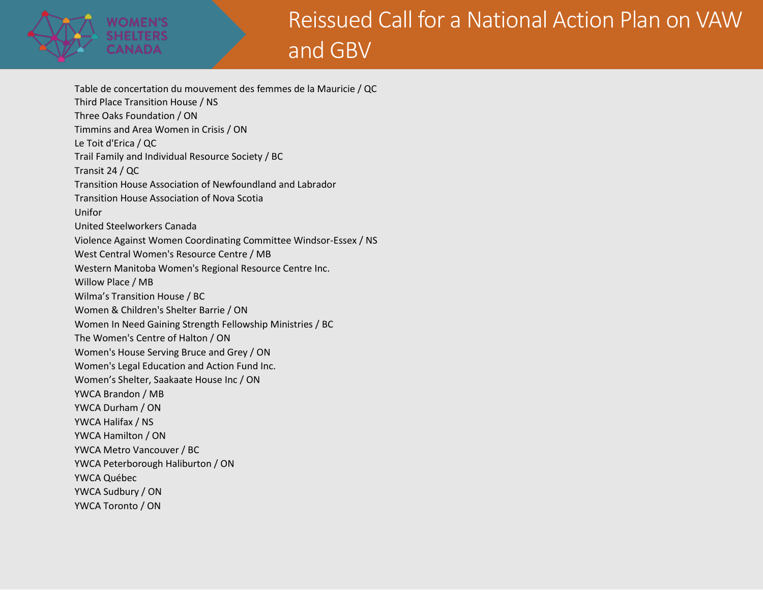Table de concertation du mouvement des femmes de la Mauricie / QC
Third Place Transition House / NS
Three Oaks Foundation / ON
Timmins and Area Women in Crisis / ON
Le Toit d'Erica / QC
Trail Family and Individual Resource Society / BC
Transit 24 / QC
Transition House Association of Newfoundland and Labrador
Transition House Association of Nova Scotia
Unifor
United Steelworkers Canada
Violence Against Women Coordinating Committee Windsor-Essex / NS
West Central Women's Resource Centre / MB
Western Manitoba Women's Regional Resource Centre Inc.
Willow Place / MB
Wilma's Transition House / BC
Women & Children's Shelter Barrie / ON
Women In Need Gaining Strength Fellowship Ministries / BC
The Women's Centre of Halton / ON
Women's House Serving Bruce and Grey / ON
Women's Legal Education and Action Fund Inc.
Women's Shelter, Saakaate House Inc / ON
YWCA Brandon / MB
YWCA Durham / ON
YWCA Halifax / NS
YWCA Hamilton / ON
YWCA Metro Vancouver / BC
YWCA Peterborough Haliburton / ON
YWCA Québec
YWCA Sudbury / ON
YWCA Toronto / ON